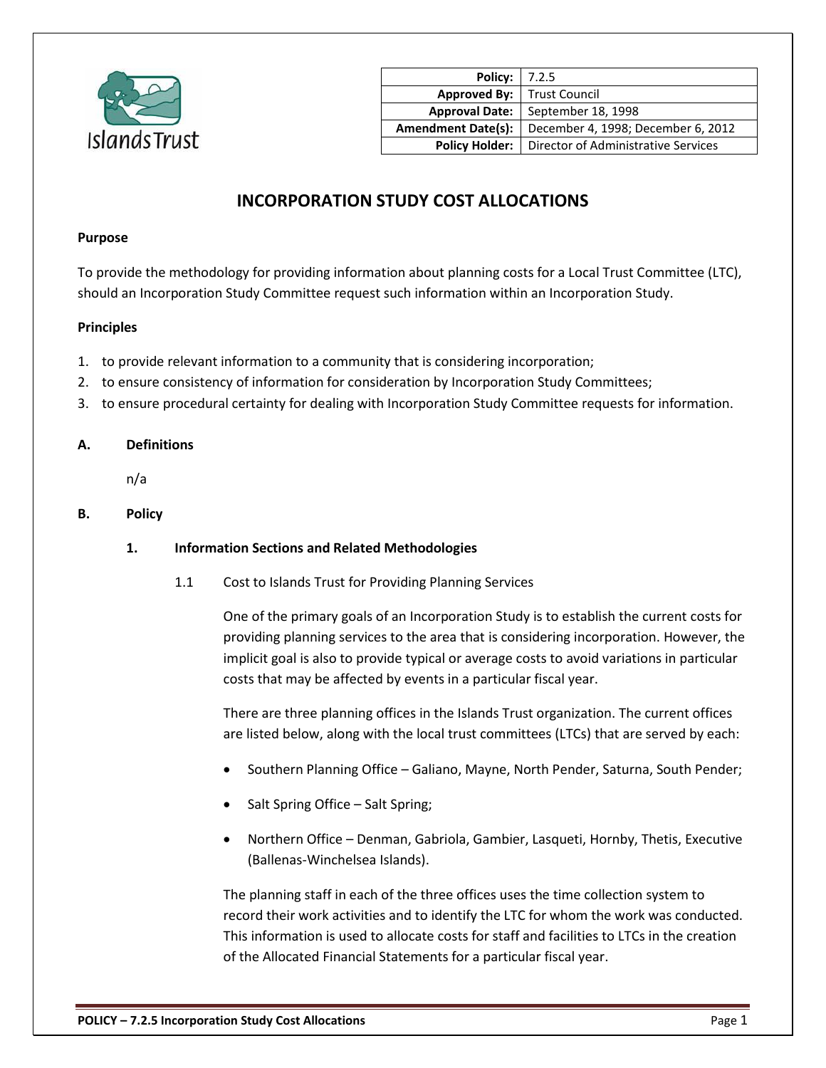| | |
|---|---|
| **Policy:** | 7.2.5 |
| **Approved By:** | Trust Council |
| **Approval Date:** | September 18, 1998 |
| **Amendment Date(s):** | December 4, 1998; December 6, 2012 |
| **Policy Holder:** | Director of Administrative Services |

# INCORPORATION STUDY COST ALLOCATIONS

**Purpose**

To provide the methodology for providing information about planning costs for a Local Trust Committee (LTC), should an Incorporation Study Committee request such information within an Incorporation Study.

**Principles**

1. to provide relevant information to a community that is considering incorporation;
2. to ensure consistency of information for consideration by Incorporation Study Committees;
3. to ensure procedural certainty for dealing with Incorporation Study Committee requests for information.

## A. Definitions

n/a

## B. Policy

### 1. Information Sections and Related Methodologies

1.1 Cost to Islands Trust for Providing Planning Services

One of the primary goals of an Incorporation Study is to establish the current costs for providing planning services to the area that is considering incorporation. However, the implicit goal is also to provide typical or average costs to avoid variations in particular costs that may be affected by events in a particular fiscal year.

There are three planning offices in the Islands Trust organization. The current offices are listed below, along with the local trust committees (LTCs) that are served by each:

- Southern Planning Office – Galiano, Mayne, North Pender, Saturna, South Pender;
- Salt Spring Office – Salt Spring;
- Northern Office – Denman, Gabriola, Gambier, Lasqueti, Hornby, Thetis, Executive (Ballenas-Winchelsea Islands).

The planning staff in each of the three offices uses the time collection system to record their work activities and to identify the LTC for whom the work was conducted. This information is used to allocate costs for staff and facilities to LTCs in the creation of the Allocated Financial Statements for a particular fiscal year.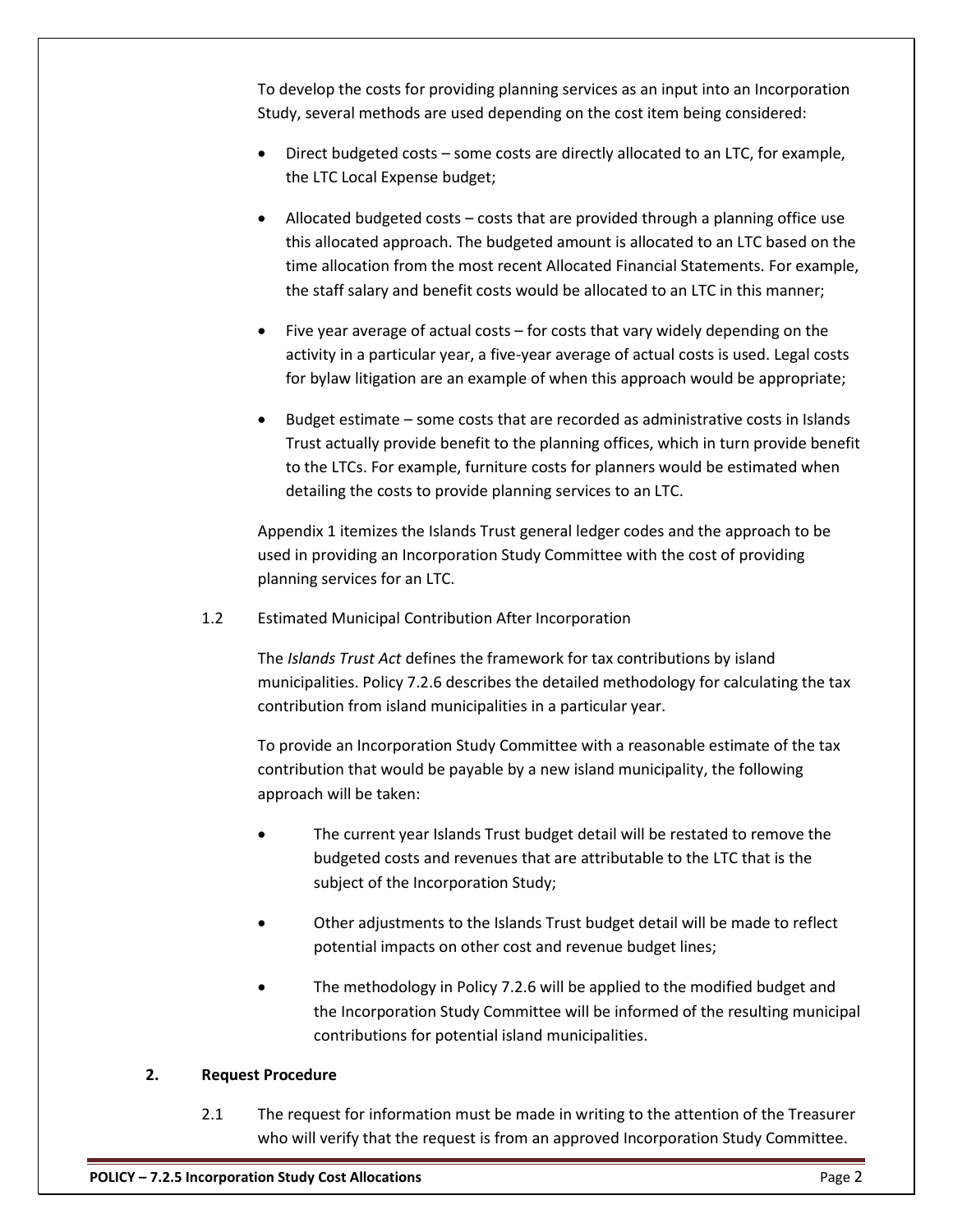To develop the costs for providing planning services as an input into an Incorporation Study, several methods are used depending on the cost item being considered:

- Direct budgeted costs – some costs are directly allocated to an LTC, for example, the LTC Local Expense budget;
- Allocated budgeted costs – costs that are provided through a planning office use this allocated approach. The budgeted amount is allocated to an LTC based on the time allocation from the most recent Allocated Financial Statements. For example, the staff salary and benefit costs would be allocated to an LTC in this manner;
- Five year average of actual costs – for costs that vary widely depending on the activity in a particular year, a five-year average of actual costs is used. Legal costs for bylaw litigation are an example of when this approach would be appropriate;
- Budget estimate – some costs that are recorded as administrative costs in Islands Trust actually provide benefit to the planning offices, which in turn provide benefit to the LTCs. For example, furniture costs for planners would be estimated when detailing the costs to provide planning services to an LTC.

Appendix 1 itemizes the Islands Trust general ledger codes and the approach to be used in providing an Incorporation Study Committee with the cost of providing planning services for an LTC.

1.2 Estimated Municipal Contribution After Incorporation

The *Islands Trust Act* defines the framework for tax contributions by island municipalities. Policy 7.2.6 describes the detailed methodology for calculating the tax contribution from island municipalities in a particular year.

To provide an Incorporation Study Committee with a reasonable estimate of the tax contribution that would be payable by a new island municipality, the following approach will be taken:

- The current year Islands Trust budget detail will be restated to remove the budgeted costs and revenues that are attributable to the LTC that is the subject of the Incorporation Study;
- Other adjustments to the Islands Trust budget detail will be made to reflect potential impacts on other cost and revenue budget lines;
- The methodology in Policy 7.2.6 will be applied to the modified budget and the Incorporation Study Committee will be informed of the resulting municipal contributions for potential island municipalities.

## 2. Request Procedure

2.1 The request for information must be made in writing to the attention of the Treasurer who will verify that the request is from an approved Incorporation Study Committee.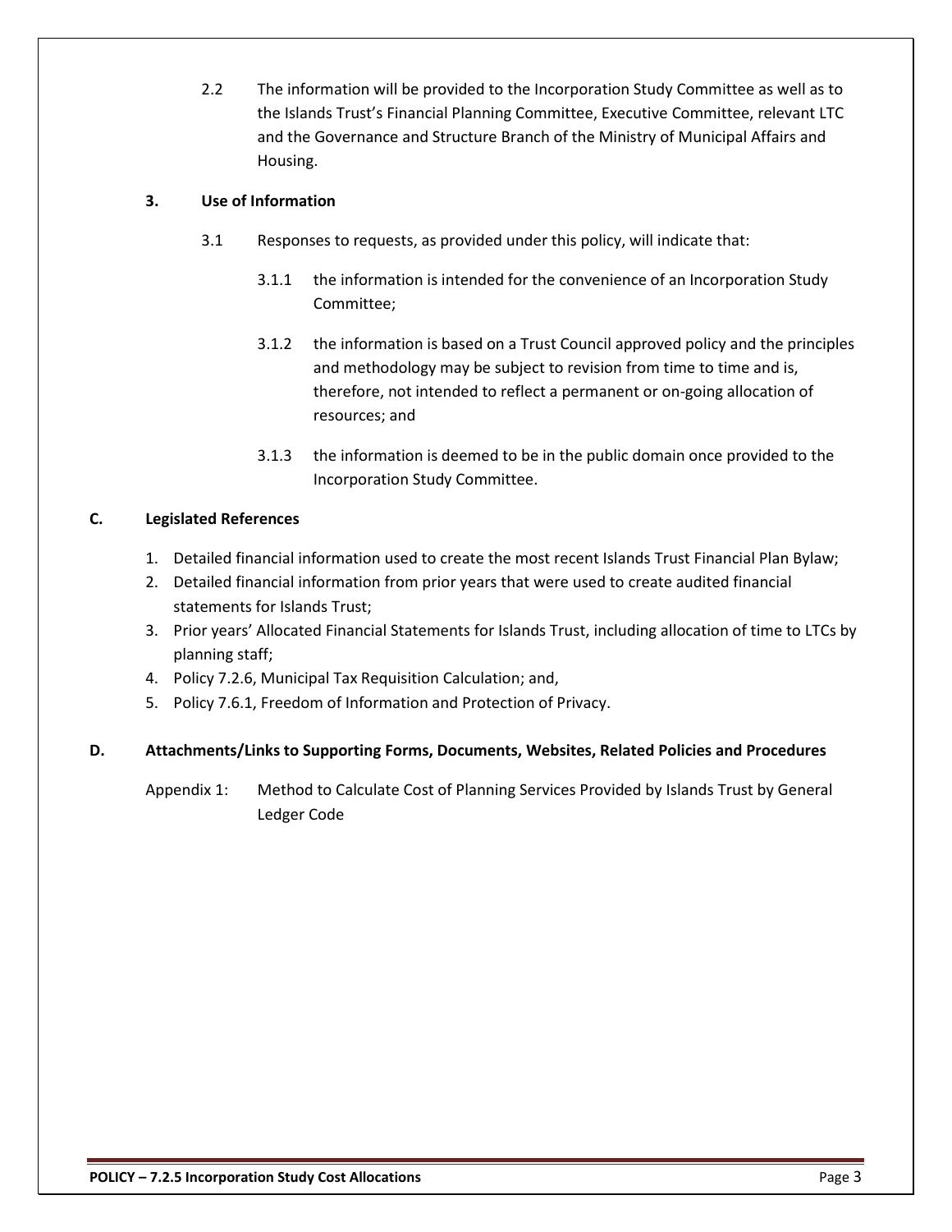2.2 The information will be provided to the Incorporation Study Committee as well as to the Islands Trust's Financial Planning Committee, Executive Committee, relevant LTC and the Governance and Structure Branch of the Ministry of Municipal Affairs and Housing.

**3. Use of Information**

3.1 Responses to requests, as provided under this policy, will indicate that:

3.1.1 the information is intended for the convenience of an Incorporation Study Committee;

3.1.2 the information is based on a Trust Council approved policy and the principles and methodology may be subject to revision from time to time and is, therefore, not intended to reflect a permanent or on-going allocation of resources; and

3.1.3 the information is deemed to be in the public domain once provided to the Incorporation Study Committee.

## C. Legislated References

1. Detailed financial information used to create the most recent Islands Trust Financial Plan Bylaw;
2. Detailed financial information from prior years that were used to create audited financial statements for Islands Trust;
3. Prior years' Allocated Financial Statements for Islands Trust, including allocation of time to LTCs by planning staff;
4. Policy 7.2.6, Municipal Tax Requisition Calculation; and,
5. Policy 7.6.1, Freedom of Information and Protection of Privacy.

## D. Attachments/Links to Supporting Forms, Documents, Websites, Related Policies and Procedures

Appendix 1: Method to Calculate Cost of Planning Services Provided by Islands Trust by General Ledger Code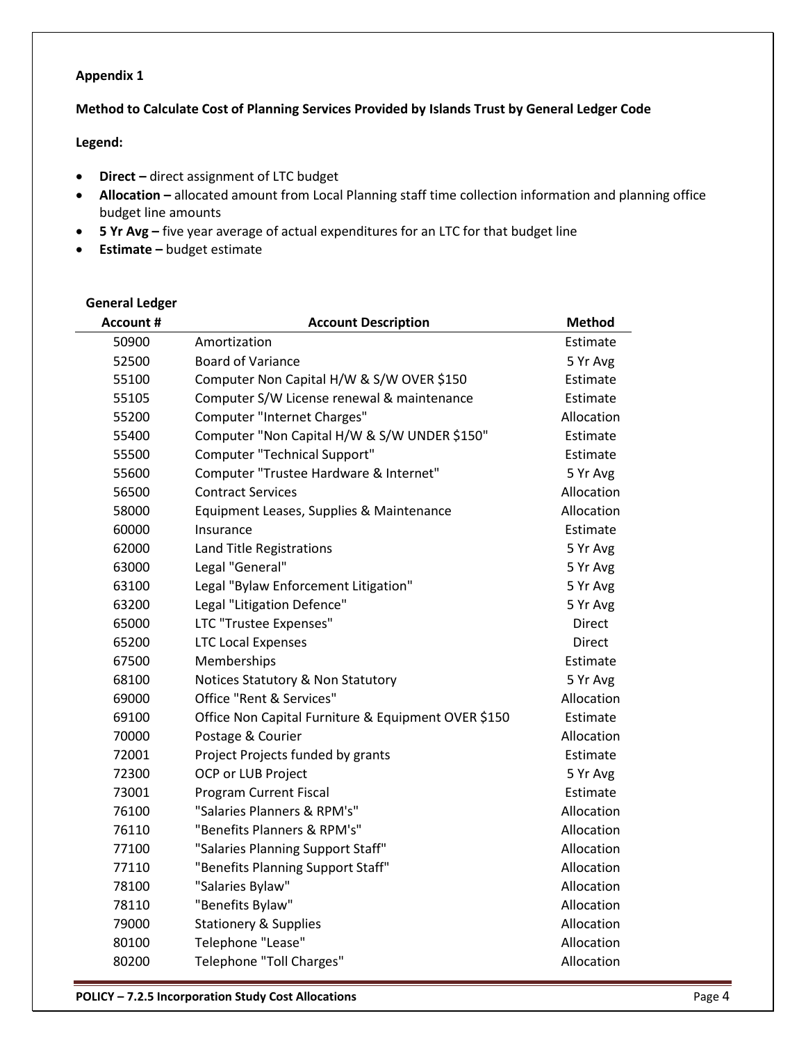**Appendix 1**

**Method to Calculate Cost of Planning Services Provided by Islands Trust by General Ledger Code**

**Legend:**

- **Direct –** direct assignment of LTC budget
- **Allocation –** allocated amount from Local Planning staff time collection information and planning office budget line amounts
- **5 Yr Avg –** five year average of actual expenditures for an LTC for that budget line
- **Estimate –** budget estimate

| General Ledger Account # | Account Description | Method |
|---|---|---|
| 50900 | Amortization | Estimate |
| 52500 | Board of Variance | 5 Yr Avg |
| 55100 | Computer Non Capital H/W & S/W OVER $150 | Estimate |
| 55105 | Computer S/W License renewal & maintenance | Estimate |
| 55200 | Computer "Internet Charges" | Allocation |
| 55400 | Computer "Non Capital H/W & S/W UNDER $150" | Estimate |
| 55500 | Computer "Technical Support" | Estimate |
| 55600 | Computer "Trustee Hardware & Internet" | 5 Yr Avg |
| 56500 | Contract Services | Allocation |
| 58000 | Equipment Leases, Supplies & Maintenance | Allocation |
| 60000 | Insurance | Estimate |
| 62000 | Land Title Registrations | 5 Yr Avg |
| 63000 | Legal "General" | 5 Yr Avg |
| 63100 | Legal "Bylaw Enforcement Litigation" | 5 Yr Avg |
| 63200 | Legal "Litigation Defence" | 5 Yr Avg |
| 65000 | LTC "Trustee Expenses" | Direct |
| 65200 | LTC Local Expenses | Direct |
| 67500 | Memberships | Estimate |
| 68100 | Notices Statutory & Non Statutory | 5 Yr Avg |
| 69000 | Office "Rent & Services" | Allocation |
| 69100 | Office Non Capital Furniture & Equipment OVER $150 | Estimate |
| 70000 | Postage & Courier | Allocation |
| 72001 | Project Projects funded by grants | Estimate |
| 72300 | OCP or LUB Project | 5 Yr Avg |
| 73001 | Program Current Fiscal | Estimate |
| 76100 | "Salaries Planners & RPM's" | Allocation |
| 76110 | "Benefits Planners & RPM's" | Allocation |
| 77100 | "Salaries Planning Support Staff" | Allocation |
| 77110 | "Benefits Planning Support Staff" | Allocation |
| 78100 | "Salaries Bylaw" | Allocation |
| 78110 | "Benefits Bylaw" | Allocation |
| 79000 | Stationery & Supplies | Allocation |
| 80100 | Telephone "Lease" | Allocation |
| 80200 | Telephone "Toll Charges" | Allocation |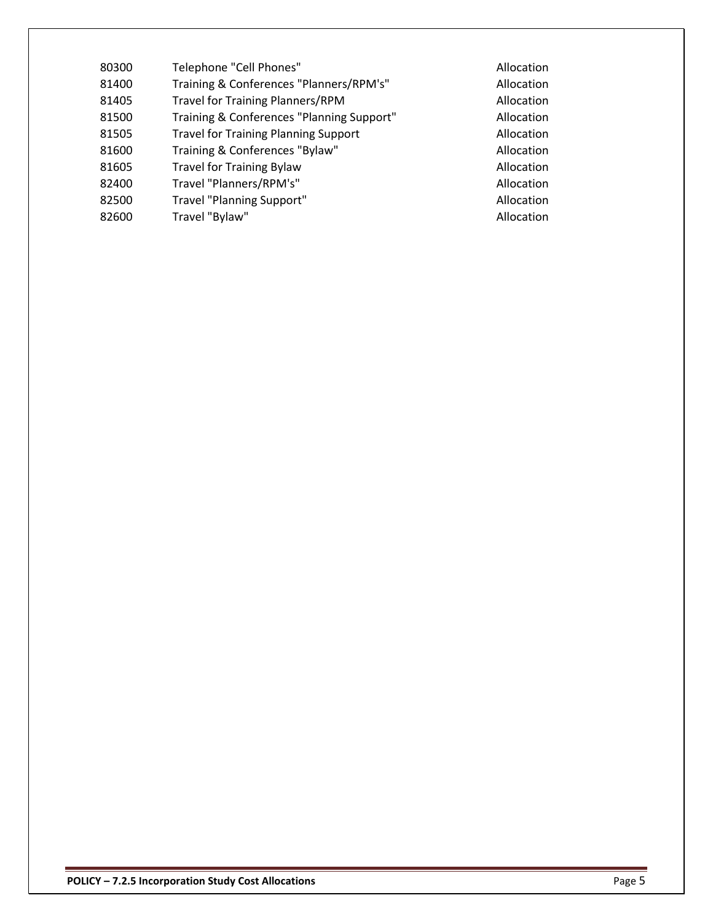| | | |
|---|---|---|
| 80300 | Telephone "Cell Phones" | Allocation |
| 81400 | Training & Conferences "Planners/RPM's" | Allocation |
| 81405 | Travel for Training Planners/RPM | Allocation |
| 81500 | Training & Conferences "Planning Support" | Allocation |
| 81505 | Travel for Training Planning Support | Allocation |
| 81600 | Training & Conferences "Bylaw" | Allocation |
| 81605 | Travel for Training Bylaw | Allocation |
| 82400 | Travel "Planners/RPM's" | Allocation |
| 82500 | Travel "Planning Support" | Allocation |
| 82600 | Travel "Bylaw" | Allocation |